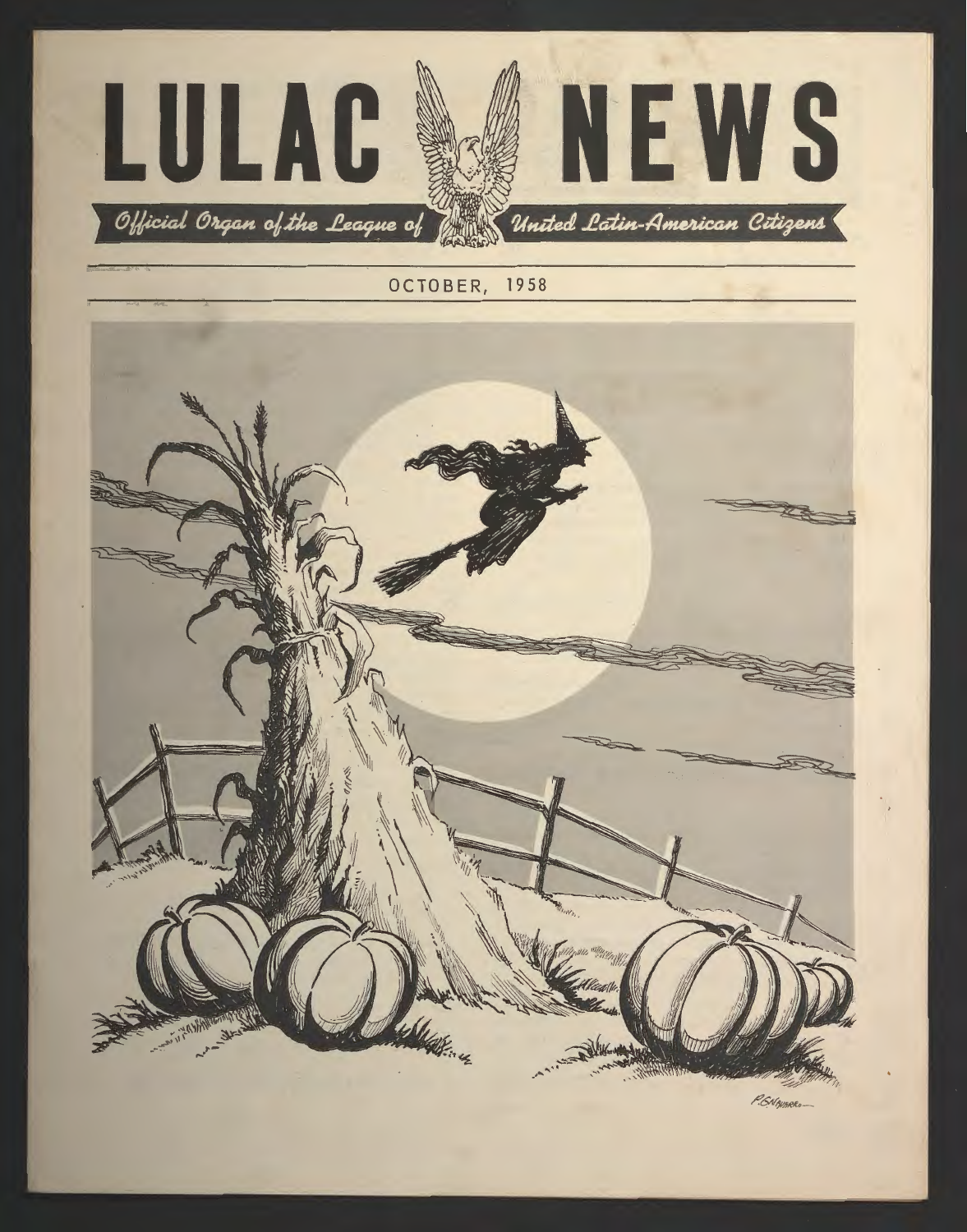# LULAC NEWS

*Official Organ of the League of United Latin-American Citizens*

OCTOBER, 1958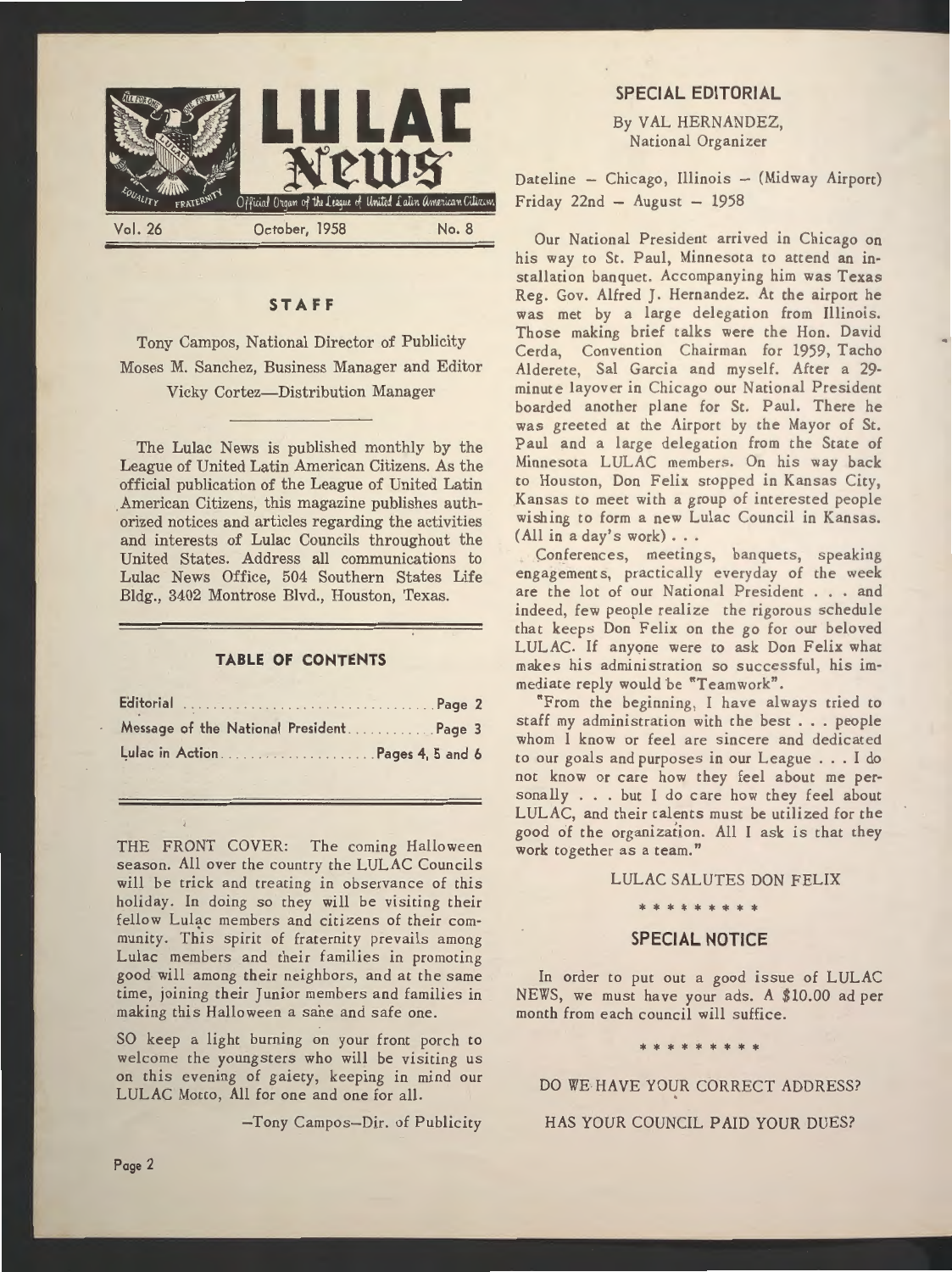# LULAC News

Official Organ of the League of United Latin American Citizens

Vol. 26 October, 1958 No. 8

## STAFF

Tony Campos, National Director of Publicity
Moses M. Sanchez, Business Manager and Editor
Vicky Cortez—Distribution Manager

The Lulac News is published monthly by the League of United Latin American Citizens. As the official publication of the League of United Latin American Citizens, this magazine publishes authorized notices and articles regarding the activities and interests of Lulac Councils throughout the United States. Address all communications to Lulac News Office, 504 Southern States Life Bldg., 3402 Montrose Blvd., Houston, Texas.

## TABLE OF CONTENTS

| | |
|---|---|
| Editorial | Page 2 |
| Message of the National President | Page 3 |
| Lulac in Action | Pages 4, 5 and 6 |

THE FRONT COVER: The coming Halloween season. All over the country the LULAC Councils will be trick and treating in observance of this holiday. In doing so they will be visiting their fellow Lulac members and citizens of their community. This spirit of fraternity prevails among Lulac members and their families in promoting good will among their neighbors, and at the same time, joining their Junior members and families in making this Halloween a sane and safe one.

SO keep a light burning on your front porch to welcome the youngsters who will be visiting us on this evening of gaiety, keeping in mind our LULAC Motto, All for one and one for all.

—Tony Campos—Dir. of Publicity

## SPECIAL EDITORIAL

By VAL HERNANDEZ,
National Organizer

Dateline — Chicago, Illinois — (Midway Airport) Friday 22nd — August — 1958

Our National President arrived in Chicago on his way to St. Paul, Minnesota to attend an installation banquet. Accompanying him was Texas Reg. Gov. Alfred J. Hernandez. At the airport he was met by a large delegation from Illinois. Those making brief talks were the Hon. David Cerda, Convention Chairman for 1959, Tacho Alderete, Sal Garcia and myself. After a 29-minute layover in Chicago our National President boarded another plane for St. Paul. There he was greeted at the Airport by the Mayor of St. Paul and a large delegation from the State of Minnesota LULAC members. On his way back to Houston, Don Felix stopped in Kansas City, Kansas to meet with a group of interested people wishing to form a new Lulac Council in Kansas. (All in a day's work) . . .

Conferences, meetings, banquets, speaking engagements, practically everyday of the week are the lot of our National President . . . and indeed, few people realize the rigorous schedule that keeps Don Felix on the go for our beloved LULAC. If anyone were to ask Don Felix what makes his administration so successful, his immediate reply would be "Teamwork".

"From the beginning, I have always tried to staff my administration with the best . . . people whom I know or feel are sincere and dedicated to our goals and purposes in our League . . . I do not know or care how they feel about me personally . . . but I do care how they feel about LULAC, and their talents must be utilized for the good of the organization. All I ask is that they work together as a team."

LULAC SALUTES DON FELIX

* * * * * * * * *

## SPECIAL NOTICE

In order to put out a good issue of LULAC NEWS, we must have your ads. A $10.00 ad per month from each council will suffice.

* * * * * * * * *

DO WE HAVE YOUR CORRECT ADDRESS?

HAS YOUR COUNCIL PAID YOUR DUES?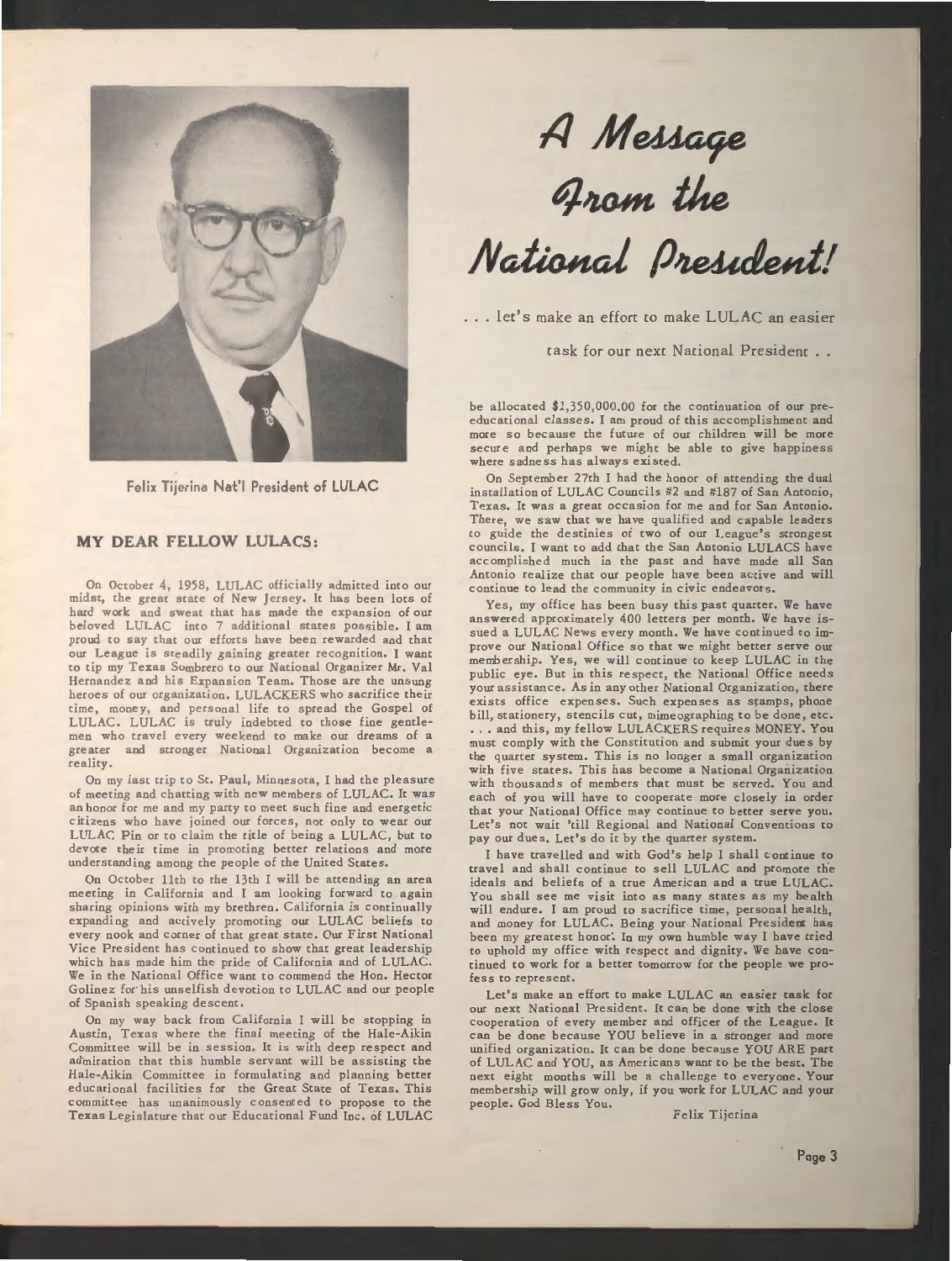# A Message From the National President!

. . . let's make an effort to make LULAC an easier task for our next National President . .

Felix Tijerina Nat'l President of LULAC

## MY DEAR FELLOW LULACS:

On October 4, 1958, LULAC officially admitted into our midst, the great state of New Jersey. It has been lots of hard work and sweat that has made the expansion of our beloved LULAC into 7 additional states possible. I am proud to say that our efforts have been rewarded and that our League is steadily gaining greater recognition. I want to tip my Texas Sombrero to our National Organizer Mr. Val Hernandez and his Expansion Team. Those are the unsung heroes of our organization. LULACKERS who sacrifice their time, money, and personal life to spread the Gospel of LULAC. LULAC is truly indebted to those fine gentlemen who travel every weekend to make our dreams of a greater and stronger National Organization become a reality.

On my last trip to St. Paul, Minnesota, I had the pleasure of meeting and chatting with new members of LULAC. It was an honor for me and my party to meet such fine and energetic citizens who have joined our forces, not only to wear our LULAC Pin or to claim the title of being a LULAC, but to devote their time in promoting better relations and more understanding among the people of the United States.

On October 11th to the 13th I will be attending an area meeting in California and I am looking forward to again sharing opinions with my brethren. California is continually expanding and actively promoting our LULAC beliefs to every nook and corner of that great state. Our First National Vice President has continued to show that great leadership which has made him the pride of California and of LULAC. We in the National Office want to commend the Hon. Hector Golinez for his unselfish devotion to LULAC and our people of Spanish speaking descent.

On my way back from California I will be stopping in Austin, Texas where the final meeting of the Hale-Aikin Committee will be in session. It is with deep respect and admiration that this humble servant will be assisting the Hale-Aikin Committee in formulating and planning better educational facilities for the Great State of Texas. This committee has unanimously consented to propose to the Texas Legislature that our Educational Fund Inc. of LULAC be allocated $1,350,000.00 for the continuation of our pre-educational classes. I am proud of this accomplishment and more so because the future of our children will be more secure and perhaps we might be able to give happiness where sadness has always existed.

On September 27th I had the honor of attending the dual installation of LULAC Councils #2 and #187 of San Antonio, Texas. It was a great occasion for me and for San Antonio. There, we saw that we have qualified and capable leaders to guide the destinies of two of our League's strongest councils. I want to add that the San Antonio LULACS have accomplished much in the past and have made all San Antonio realize that our people have been active and will continue to lead the community in civic endeavors.

Yes, my office has been busy this past quarter. We have answered approximately 400 letters per month. We have issued a LULAC News every month. We have continued to improve our National Office so that we might better serve our membership. Yes, we will continue to keep LULAC in the public eye. But in this respect, the National Office needs your assistance. As in any other National Organization, there exists office expenses. Such expenses as stamps, phone bill, stationery, stencils cut, mimeographing to be done, etc. . . . and this, my fellow LULACKERS requires MONEY. You must comply with the Constitution and submit your dues by the quarter system. This is no longer a small organization with five states. This has become a National Organization with thousands of members that must be served. You and each of you will have to cooperate more closely in order that your National Office may continue to better serve you. Let's not wait 'till Regional and National Conventions to pay our dues. Let's do it by the quarter system.

I have travelled and with God's help I shall continue to travel and shall continue to sell LULAC and promote the ideals and beliefs of a true American and a true LULAC. You shall see me visit into as many states as my health will endure. I am proud to sacrifice time, personal health, and money for LULAC. Being your National President has been my greatest honor. In my own humble way I have tried to uphold my office with respect and dignity. We have continued to work for a better tomorrow for the people we profess to represent.

Let's make an effort to make LULAC an easier task for our next National President. It can be done with the close cooperation of every member and officer of the League. It can be done because YOU believe in a stronger and more unified organization. It can be done because YOU ARE part of LULAC and YOU, as Americans want to be the best. The next eight months will be a challenge to everyone. Your membership will grow only, if you work for LULAC and your people. God Bless You.

Felix Tijerina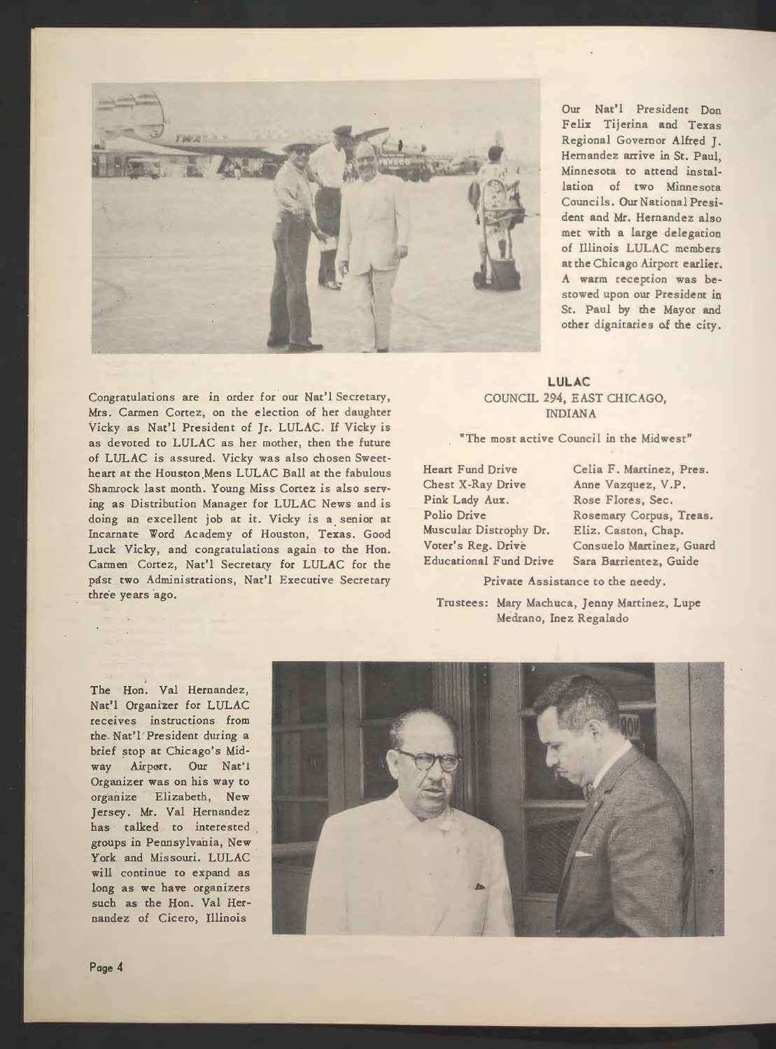Our Nat'l President Don Felix Tijerina and Texas Regional Governor Alfred J. Hernandez arrive in St. Paul, Minnesota to attend installation of two Minnesota Councils. Our National President and Mr. Hernandez also met with a large delegation of Illinois LULAC members at the Chicago Airport earlier. A warm reception was bestowed upon our President in St. Paul by the Mayor and other dignitaries of the city.

Congratulations are in order for our Nat'l Secretary, Mrs. Carmen Cortez, on the election of her daughter Vicky as Nat'l President of Jr. LULAC. If Vicky is as devoted to LULAC as her mother, then the future of LULAC is assured. Vicky was also chosen Sweetheart at the Houston Mens LULAC Ball at the fabulous Shamrock last month. Young Miss Cortez is also serving as Distribution Manager for LULAC News and is doing an excellent job at it. Vicky is a senior at Incarnate Word Academy of Houston, Texas. Good Luck Vicky, and congratulations again to the Hon. Carmen Cortez, Nat'l Secretary for LULAC for the past two Administrations, Nat'l Executive Secretary three years ago.

## LULAC
### COUNCIL 294, EAST CHICAGO, INDIANA

"The most active Council in the Midwest"

| | |
|---|---|
| Heart Fund Drive | Celia F. Martinez, Pres. |
| Chest X-Ray Drive | Anne Vazquez, V.P. |
| Pink Lady Aux. | Rose Flores, Sec. |
| Polio Drive | Rosemary Corpus, Treas. |
| Muscular Distrophy Dr. | Eliz. Caston, Chap. |
| Voter's Reg. Drive | Consuelo Martinez, Guard |
| Educational Fund Drive | Sara Barrientez, Guide |

Private Assistance to the needy.

Trustees: Mary Machuca, Jenny Martinez, Lupe Medrano, Inez Regalado

The Hon. Val Hernandez, Nat'l Organizer for LULAC receives instructions from the Nat'l President during a brief stop at Chicago's Midway Airport. Our Nat'l Organizer was on his way to organize Elizabeth, New Jersey. Mr. Val Hernandez has talked to interested groups in Pennsylvania, New York and Missouri. LULAC will continue to expand as long as we have organizers such as the Hon. Val Hernandez of Cicero, Illinois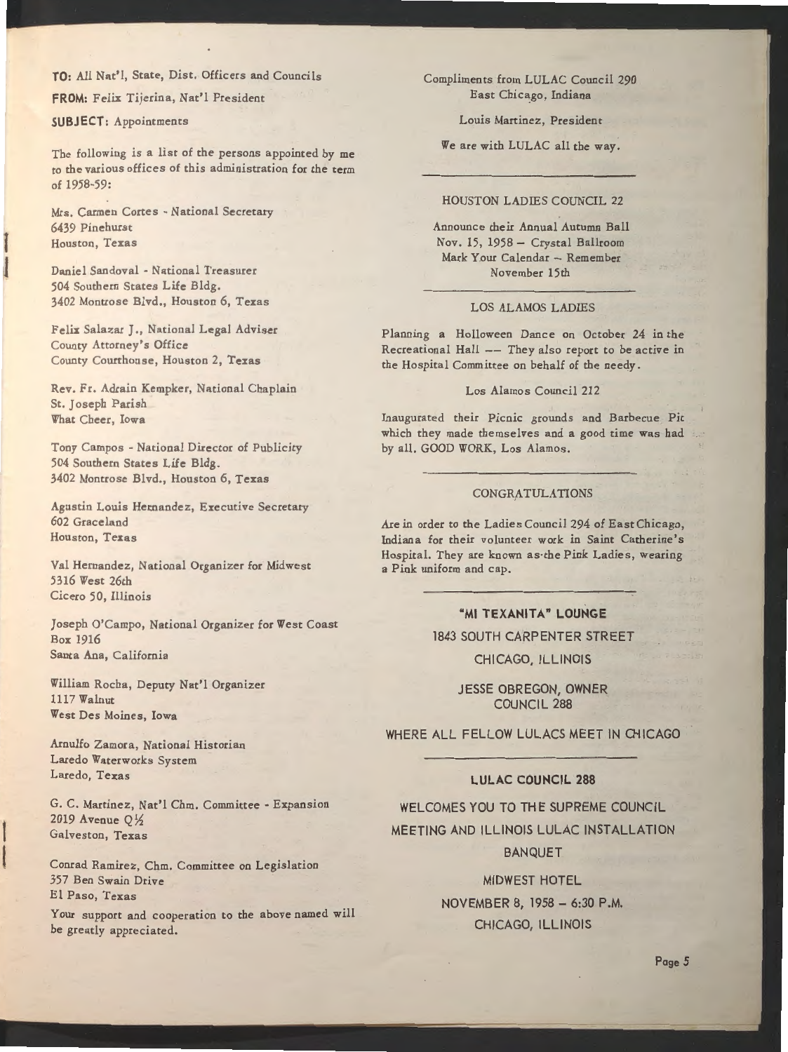**TO:** All Nat'l, State, Dist. Officers and Councils

**FROM:** Felix Tijerina, Nat'l President

**SUBJECT:** Appointments

The following is a list of the persons appointed by me to the various offices of this administration for the term of 1958-59:

Mrs. Carmen Cortes - National Secretary
6439 Pinehurst
Houston, Texas

Daniel Sandoval - National Treasurer
504 Southern States Life Bldg.
3402 Montrose Blvd., Houston 6, Texas

Felix Salazar J., National Legal Adviser
County Attorney's Office
County Courthouse, Houston 2, Texas

Rev. Fr. Adrain Kempker, National Chaplain
St. Joseph Parish
What Cheer, Iowa

Tony Campos - National Director of Publicity
504 Southern States Life Bldg.
3402 Montrose Blvd., Houston 6, Texas

Agustin Louis Hernandez, Executive Secretary
602 Graceland
Houston, Texas

Val Hernandez, National Organizer for Midwest
5316 West 26th
Cicero 50, Illinois

Joseph O'Campo, National Organizer for West Coast
Box 1916
Santa Ana, California

William Rocha, Deputy Nat'l Organizer
1117 Walnut
West Des Moines, Iowa

Arnulfo Zamora, National Historian
Laredo Waterworks System
Laredo, Texas

G. C. Martinez, Nat'l Chm. Committee - Expansion
2019 Avenue Q½
Galveston, Texas

Conrad Ramirez, Chm. Committee on Legislation
357 Ben Swain Drive
El Paso, Texas

Your support and cooperation to the above named will be greatly appreciated.

---

Compliments from LULAC Council 290
East Chicago, Indiana

Louis Martinez, President

We are with LULAC all the way.

---

HOUSTON LADIES COUNCIL 22

Announce their Annual Autumn Ball
Nov. 15, 1958 – Crystal Ballroom
Mark Your Calendar – Remember
November 15th

---

LOS ALAMOS LADIES

Planning a Holloween Dance on October 24 in the Recreational Hall –– They also report to be active in the Hospital Committee on behalf of the needy.

Los Alamos Council 212

Inaugurated their Picnic grounds and Barbecue Pit which they made themselves and a good time was had by all. GOOD WORK, Los Alamos.

---

CONGRATULATIONS

Are in order to the Ladies Council 294 of East Chicago, Indiana for their volunteer work in Saint Catherine's Hospital. They are known as the Pink Ladies, wearing a Pink uniform and cap.

---

**"MI TEXANITA" LOUNGE**

1843 SOUTH CARPENTER STREET

CHICAGO, ILLINOIS

JESSE OBREGON, OWNER
COUNCIL 288

WHERE ALL FELLOW LULACS MEET IN CHICAGO

---

**LULAC COUNCIL 288**

WELCOMES YOU TO THE SUPREME COUNCIL MEETING AND ILLINOIS LULAC INSTALLATION BANQUET

MIDWEST HOTEL

NOVEMBER 8, 1958 – 6:30 P.M.

CHICAGO, ILLINOIS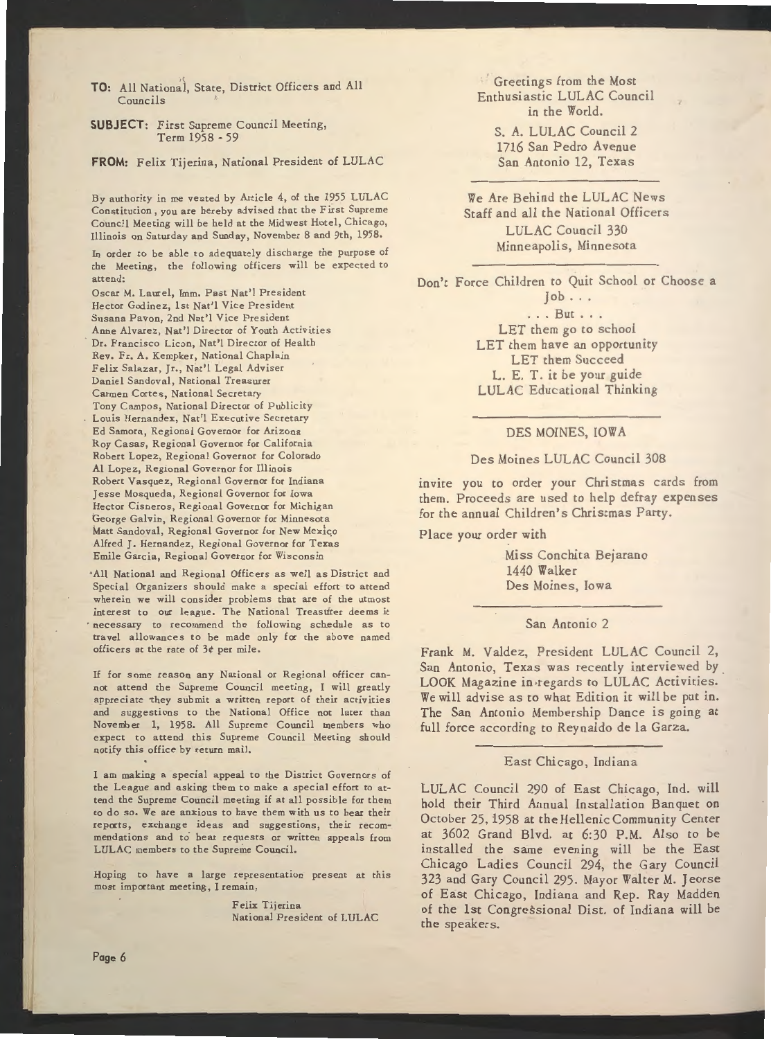**TO:** All National, State, District Officers and All Councils

**SUBJECT:** First Supreme Council Meeting, Term 1958 - 59

**FROM:** Felix Tijerina, National President of LULAC

By authority in me vested by Article 4, of the 1955 LULAC Constitution, you are hereby advised that the First Supreme Council Meeting will be held at the Midwest Hotel, Chicago, Illinois on Saturday and Sunday, November 8 and 9th, 1958.

In order to be able to adequately discharge the purpose of the Meeting, the following officers will be expected to attend:

Oscar M. Laurel, Imm. Past Nat'l President
Hector Godinez, 1st Nat'l Vice President
Susana Pavon, 2nd Nat'l Vice President
Anne Alvarez, Nat'l Director of Youth Activities
Dr. Francisco Licon, Nat'l Director of Health
Rev. Fr. A. Kempker, National Chaplain
Felix Salazar, Jr., Nat'l Legal Adviser
Daniel Sandoval, National Treasurer
Carmen Cortes, National Secretary
Tony Campos, National Director of Publicity
Louis Hernandex, Nat'l Executive Secretary
Ed Samora, Regional Governor for Arizona
Roy Casas, Regional Governor for California
Robert Lopez, Regional Governor for Colorado
Al Lopez, Regional Governor for Illinois
Robert Vasquez, Regional Governor for Indiana
Jesse Mosqueda, Regional Governor for Iowa
Hector Cisneros, Regional Governor for Michigan
George Galvin, Regional Governor for Minnesota
Matt Sandoval, Regional Governor for New Mexico
Alfred J. Hernandez, Regional Governor for Texas
Emile Garcia, Regional Governor for Wisconsin

All National and Regional Officers as well as District and Special Organizers should make a special effort to attend wherein we will consider problems that are of the utmost interest to our league. The National Treasurer deems it necessary to recommend the following schedule as to travel allowances to be made only for the above named officers at the rate of 3¢ per mile.

If for some reason any National or Regional officer cannot attend the Supreme Council meeting, I will greatly appreciate they submit a written report of their activities and suggestions to the National Office not later than November 1, 1958. All Supreme Council members who expect to attend this Supreme Council Meeting should notify this office by return mail.

I am making a special appeal to the District Governors of the League and asking them to make a special effort to attend the Supreme Council meeting if at all possible for them to do so. We are anxious to have them with us to hear their reports, exchange ideas and suggestions, their recommendations and to hear requests or written appeals from LULAC members to the Supreme Council.

Hoping to have a large representation present at this most important meeting, I remain,

Felix Tijerina
National President of LULAC

---

Greetings from the Most Enthusiastic LULAC Council in the World.

S. A. LULAC Council 2
1716 San Pedro Avenue
San Antonio 12, Texas

---

We Are Behind the LULAC News Staff and all the National Officers

LULAC Council 330
Minneapolis, Minnesota

---

Don't Force Children to Quit School or Choose a Job . . .

. . . But . . .

LET them go to school
LET them have an opportunity
LET them Succeed
L. E. T. it be your guide
LULAC Educational Thinking

---

## DES MOINES, IOWA

Des Moines LULAC Council 308

invite you to order your Christmas cards from them. Proceeds are used to help defray expenses for the annual Children's Christmas Party.

Place your order with

Miss Conchita Bejarano
1440 Walker
Des Moines, Iowa

---

## San Antonio 2

Frank M. Valdez, President LULAC Council 2, San Antonio, Texas was recently interviewed by LOOK Magazine in regards to LULAC Activities. We will advise as to what Edition it will be put in. The San Antonio Membership Dance is going at full force according to Reynaldo de la Garza.

---

## East Chicago, Indiana

LULAC Council 290 of East Chicago, Ind. will hold their Third Annual Installation Banquet on October 25, 1958 at the Hellenic Community Center at 3602 Grand Blvd. at 6:30 P.M. Also to be installed the same evening will be the East Chicago Ladies Council 294, the Gary Council 323 and Gary Council 295. Mayor Walter M. Jeorse of East Chicago, Indiana and Rep. Ray Madden of the 1st Congressional Dist. of Indiana will be the speakers.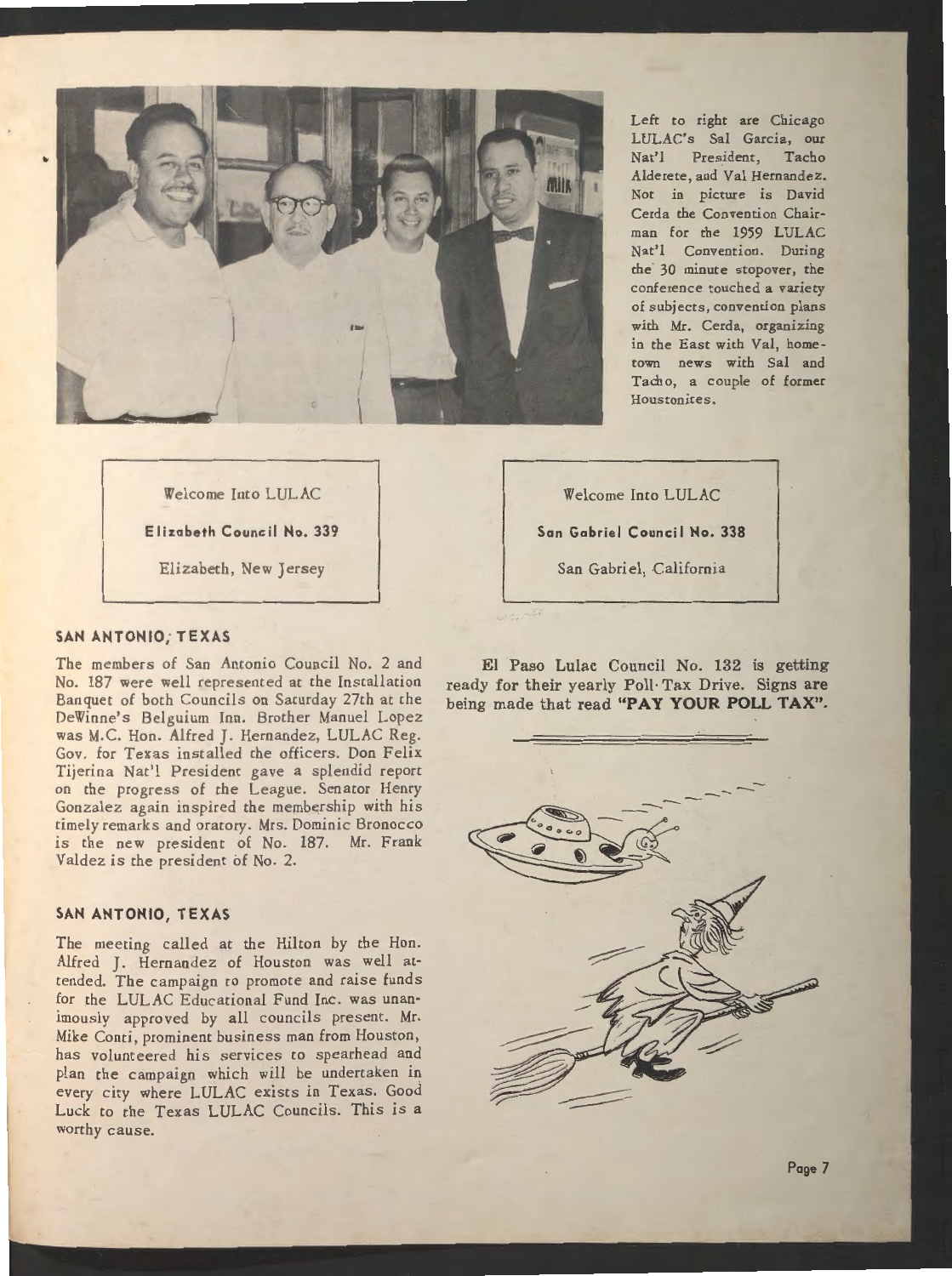Left to right are Chicago LULAC's Sal Garcia, our Nat'l President, Tacho Alderete, and Val Hernandez. Not in picture is David Cerda the Convention Chairman for the 1959 LULAC Nat'l Convention. During the 30 minute stopover, the conference touched a variety of subjects, convention plans with Mr. Cerda, organizing in the East with Val, hometown news with Sal and Tacho, a couple of former Houstonites.

Welcome Into LULAC

**Elizabeth Council No. 339**

Elizabeth, New Jersey

Welcome Into LULAC

**San Gabriel Council No. 338**

San Gabriel, California

## SAN ANTONIO, TEXAS

The members of San Antonio Council No. 2 and No. 187 were well represented at the Installation Banquet of both Councils on Saturday 27th at the DeWinne's Belguium Inn. Brother Manuel Lopez was M.C. Hon. Alfred J. Hernandez, LULAC Reg. Gov. for Texas installed the officers. Don Felix Tijerina Nat'l President gave a splendid report on the progress of the League. Senator Henry Gonzalez again inspired the membership with his timely remarks and oratory. Mrs. Dominic Bronocco is the new president of No. 187. Mr. Frank Valdez is the president of No. 2.

## SAN ANTONIO, TEXAS

The meeting called at the Hilton by the Hon. Alfred J. Hernandez of Houston was well attended. The campaign to promote and raise funds for the LULAC Educational Fund Inc. was unanimously approved by all councils present. Mr. Mike Conti, prominent business man from Houston, has volunteered his services to spearhead and plan the campaign which will be undertaken in every city where LULAC exists in Texas. Good Luck to the Texas LULAC Councils. This is a worthy cause.

El Paso Lulac Council No. 132 is getting ready for their yearly Poll-Tax Drive. Signs are being made that read **"PAY YOUR POLL TAX".**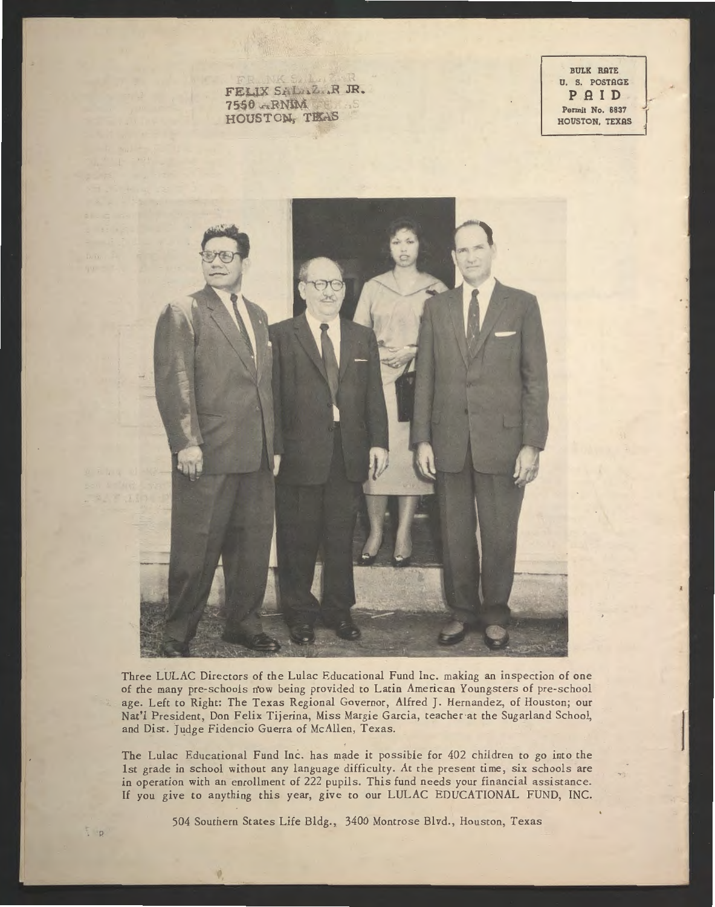FELIX SALAZ..R JR.
7550 ..RNIM
HOUSTON, TEXAS

BULK RATE
U. S. POSTAGE
PAID
Permit No. 6837
HOUSTON, TEXAS

Three LULAC Directors of the Lulac Educational Fund Inc. making an inspection of one of the many pre-schools now being provided to Latin American Youngsters of pre-school age. Left to Right: The Texas Regional Governor, Alfred J. Hernandez, of Houston; our Nat'l President, Don Felix Tijerina, Miss Margie Garcia, teacher at the Sugarland School, and Dist. Judge Fidencio Guerra of McAllen, Texas.

The Lulac Educational Fund Inc. has made it possible for 402 children to go into the 1st grade in school without any language difficulty. At the present time, six schools are in operation with an enrollment of 222 pupils. This fund needs your financial assistance. If you give to anything this year, give to our LULAC EDUCATIONAL FUND, INC.

504 Southern States Life Bldg., 3400 Montrose Blvd., Houston, Texas